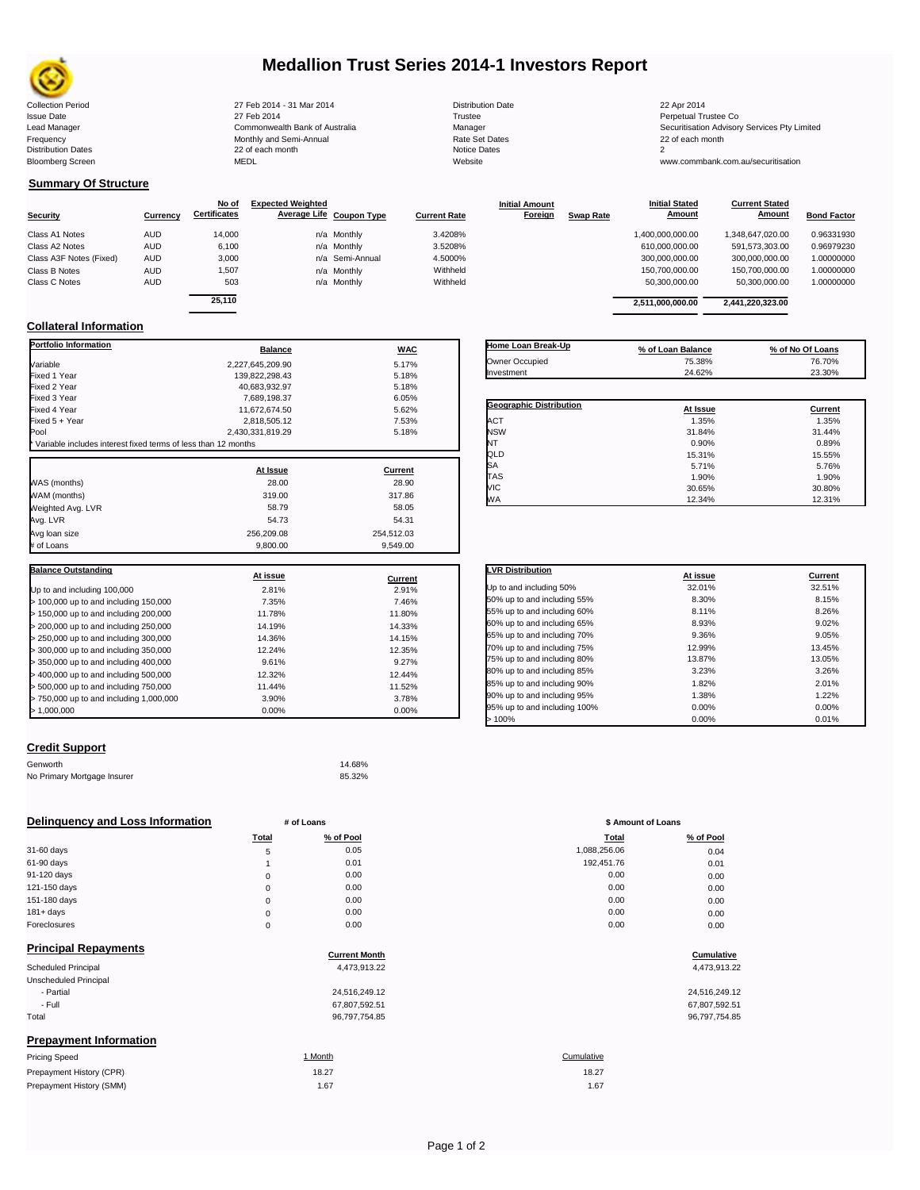# Medallion Trust Series 2014-1 Investors Report

| | | | |
|---|---|---|---|
| Collection Period | 27 Feb 2014 - 31 Mar 2014 | Distribution Date | 22 Apr 2014 |
| Issue Date | 27 Feb 2014 | Trustee | Perpetual Trustee Co |
| Lead Manager | Commonwealth Bank of Australia | Manager | Securitisation Advisory Services Pty Limited |
| Frequency | Monthly and Semi-Annual | Rate Set Dates | 22 of each month |
| Distribution Dates | 22 of each month | Notice Dates | 2 |
| Bloomberg Screen | MEDL | Website | www.commbank.com.au/securitisation |

## Summary Of Structure

| Security | Currency | No of Certificates | Expected Weighted Average Life | Coupon Type | Current Rate | Initial Amount Foreign | Swap Rate | Initial Stated Amount | Current Stated Amount | Bond Factor |
|---|---|---|---|---|---|---|---|---|---|---|
| Class A1 Notes | AUD | 14,000 | n/a | Monthly | 3.4208% | | | 1,400,000,000.00 | 1,348,647,020.00 | 0.96331930 |
| Class A2 Notes | AUD | 6,100 | n/a | Monthly | 3.5208% | | | 610,000,000.00 | 591,573,303.00 | 0.96979230 |
| Class A3F Notes (Fixed) | AUD | 3,000 | n/a | Semi-Annual | 4.5000% | | | 300,000,000.00 | 300,000,000.00 | 1.00000000 |
| Class B Notes | AUD | 1,507 | n/a | Monthly | Withheld | | | 150,700,000.00 | 150,700,000.00 | 1.00000000 |
| Class C Notes | AUD | 503 | n/a | Monthly | Withheld | | | 50,300,000.00 | 50,300,000.00 | 1.00000000 |
| | | 25,110 | | | | | | 2,511,000,000.00 | 2,441,220,323.00 | |

## Collateral Information

| Portfolio Information | Balance | WAC |
|---|---|---|
| Variable | 2,227,645,209.90 | 5.17% |
| Fixed 1 Year | 139,822,298.43 | 5.18% |
| Fixed 2 Year | 40,683,932.97 | 5.18% |
| Fixed 3 Year | 7,689,198.37 | 6.05% |
| Fixed 4 Year | 11,672,674.50 | 5.62% |
| Fixed 5 + Year | 2,818,505.12 | 7.53% |
| Pool | 2,430,331,819.29 | 5.18% |

* Variable includes interest fixed terms of less than 12 months

| | At Issue | Current |
|---|---|---|
| WAS (months) | 28.00 | 28.90 |
| WAM (months) | 319.00 | 317.86 |
| Weighted Avg. LVR | 58.79 | 58.05 |
| Avg. LVR | 54.73 | 54.31 |
| Avg loan size | 256,209.08 | 254,512.03 |
| # of Loans | 9,800.00 | 9,549.00 |

| Balance Outstanding | At issue | Current |
|---|---|---|
| Up to and including 100,000 | 2.81% | 2.91% |
| > 100,000 up to and including 150,000 | 7.35% | 7.46% |
| > 150,000 up to and including 200,000 | 11.78% | 11.80% |
| > 200,000 up to and including 250,000 | 14.19% | 14.33% |
| > 250,000 up to and including 300,000 | 14.36% | 14.15% |
| > 300,000 up to and including 350,000 | 12.24% | 12.35% |
| > 350,000 up to and including 400,000 | 9.61% | 9.27% |
| > 400,000 up to and including 500,000 | 12.32% | 12.44% |
| > 500,000 up to and including 750,000 | 11.44% | 11.52% |
| > 750,000 up to and including 1,000,000 | 3.90% | 3.78% |
| > 1,000,000 | 0.00% | 0.00% |

| Home Loan Break-Up | % of Loan Balance | % of No Of Loans |
|---|---|---|
| Owner Occupied | 75.38% | 76.70% |
| Investment | 24.62% | 23.30% |

| Geographic Distribution | At Issue | Current |
|---|---|---|
| ACT | 1.35% | 1.35% |
| NSW | 31.84% | 31.44% |
| NT | 0.90% | 0.89% |
| QLD | 15.31% | 15.55% |
| SA | 5.71% | 5.76% |
| TAS | 1.90% | 1.90% |
| VIC | 30.65% | 30.80% |
| WA | 12.34% | 12.31% |

| LVR Distribution | At issue | Current |
|---|---|---|
| Up to and including 50% | 32.01% | 32.51% |
| 50% up to and including 55% | 8.30% | 8.15% |
| 55% up to and including 60% | 8.11% | 8.26% |
| 60% up to and including 65% | 8.93% | 9.02% |
| 65% up to and including 70% | 9.36% | 9.05% |
| 70% up to and including 75% | 12.99% | 13.45% |
| 75% up to and including 80% | 13.87% | 13.05% |
| 80% up to and including 85% | 3.23% | 3.26% |
| 85% up to and including 90% | 1.82% | 2.01% |
| 90% up to and including 95% | 1.38% | 1.22% |
| 95% up to and including 100% | 0.00% | 0.00% |
| > 100% | 0.00% | 0.01% |

## Credit Support

| | |
|---|---|
| Genworth | 14.68% |
| No Primary Mortgage Insurer | 85.32% |

## Delinquency and Loss Information

| | # of Loans Total | # of Loans % of Pool | \$ Amount of Loans Total | \$ Amount of Loans % of Pool |
|---|---|---|---|---|
| 31-60 days | 5 | 0.05 | 1,088,256.06 | 0.04 |
| 61-90 days | 1 | 0.01 | 192,451.76 | 0.01 |
| 91-120 days | 0 | 0.00 | 0.00 | 0.00 |
| 121-150 days | 0 | 0.00 | 0.00 | 0.00 |
| 151-180 days | 0 | 0.00 | 0.00 | 0.00 |
| 181+ days | 0 | 0.00 | 0.00 | 0.00 |
| Foreclosures | 0 | 0.00 | 0.00 | 0.00 |

## Principal Repayments

| | Current Month | Cumulative |
|---|---|---|
| Scheduled Principal | 4,473,913.22 | 4,473,913.22 |
| Unscheduled Principal | | |
| - Partial | 24,516,249.12 | 24,516,249.12 |
| - Full | 67,807,592.51 | 67,807,592.51 |
| Total | 96,797,754.85 | 96,797,754.85 |

## Prepayment Information

| Pricing Speed | 1 Month | Cumulative |
|---|---|---|
| Prepayment History (CPR) | 18.27 | 18.27 |
| Prepayment History (SMM) | 1.67 | 1.67 |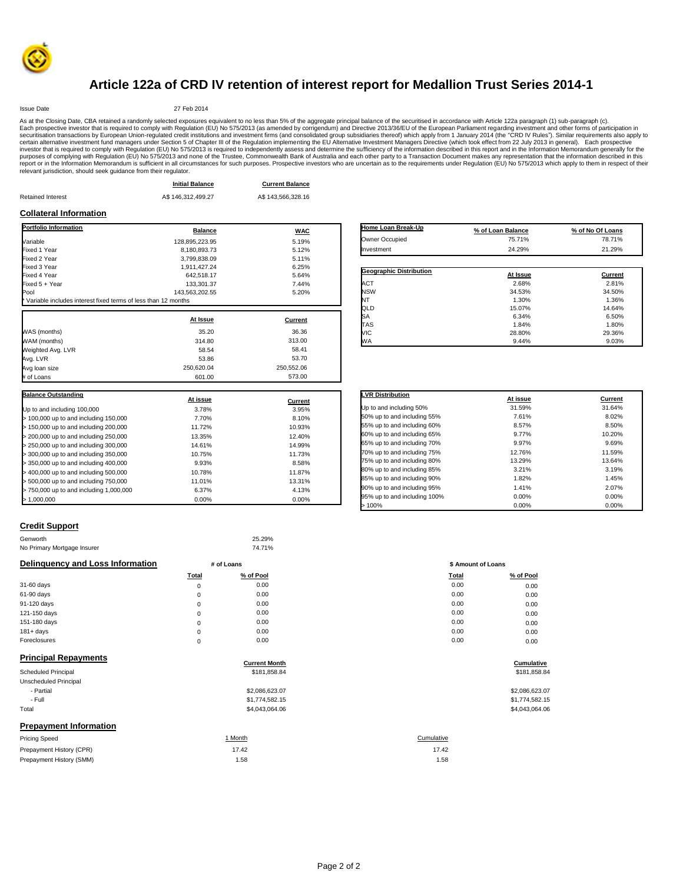# Article 122a of CRD IV retention of interest report for Medallion Trust Series 2014-1

Issue Date 27 Feb 2014

As at the Closing Date, CBA retained a randomly selected exposures equivalent to no less than 5% of the aggregate principal balance of the securitised in accordance with Article 122a paragraph (1) sub-paragraph (c). Each prospective investor that is required to comply with Regulation (EU) No 575/2013 (as amended by corrigendum) and Directive 2013/36/EU of the European Parliament regarding investment and other forms of participation in securitisation transactions by European Union-regulated credit institutions and investment firms (and consolidated group subsidiaries thereof) which apply from 1 January 2014 (the "CRD IV Rules"). Similar requirements also apply to certain alternative investment fund managers under Section 5 of Chapter III of the Regulation implementing the EU Alternative Investment Managers Directive (which took effect from 22 July 2013 in general). Each prospective investor that is required to comply with Regulation (EU) No 575/2013 is required to independently assess and determine the sufficiency of the information described in this report and in the Information Memorandum generally for the purposes of complying with Regulation (EU) No 575/2013 and none of the Trustee, Commonwealth Bank of Australia and each other party to a Transaction Document makes any representation that the information described in this report or in the Information Memorandum is sufficient in all circumstances for such purposes. Prospective investors who are uncertain as to the requirements under Regulation (EU) No 575/2013 which apply to them in respect of their relevant jurisdiction, should seek guidance from their regulator.

| | Initial Balance | Current Balance |
|---|---|---|
| Retained Interest | A$ 146,312,499.27 | A$ 143,566,328.16 |

## Collateral Information

| Portfolio Information | Balance | WAC |
|---|---|---|
| Variable | 128,895,223.95 | 5.19% |
| Fixed 1 Year | 8,180,893.73 | 5.12% |
| Fixed 2 Year | 3,799,838.09 | 5.11% |
| Fixed 3 Year | 1,911,427.24 | 6.25% |
| Fixed 4 Year | 642,518.17 | 5.64% |
| Fixed 5 + Year | 133,301.37 | 7.44% |
| Pool | 143,563,202.55 | 5.20% |

* Variable includes interest fixed terms of less than 12 months

| | At Issue | Current |
|---|---|---|
| WAS (months) | 35.20 | 36.36 |
| WAM (months) | 314.80 | 313.00 |
| Weighted Avg. LVR | 58.54 | 58.41 |
| Avg. LVR | 53.86 | 53.70 |
| Avg loan size | 250,620.04 | 250,552.06 |
| # of Loans | 601.00 | 573.00 |

| Balance Outstanding | At issue | Current |
|---|---|---|
| Up to and including 100,000 | 3.78% | 3.95% |
| > 100,000 up to and including 150,000 | 7.70% | 8.10% |
| > 150,000 up to and including 200,000 | 11.72% | 10.93% |
| > 200,000 up to and including 250,000 | 13.35% | 12.40% |
| > 250,000 up to and including 300,000 | 14.61% | 14.99% |
| > 300,000 up to and including 350,000 | 10.75% | 11.73% |
| > 350,000 up to and including 400,000 | 9.93% | 8.58% |
| > 400,000 up to and including 500,000 | 10.78% | 11.87% |
| > 500,000 up to and including 750,000 | 11.01% | 13.31% |
| > 750,000 up to and including 1,000,000 | 6.37% | 4.13% |
| > 1,000,000 | 0.00% | 0.00% |

| Home Loan Break-Up | % of Loan Balance | % of No Of Loans |
|---|---|---|
| Owner Occupied | 75.71% | 78.71% |
| Investment | 24.29% | 21.29% |

| Geographic Distribution | At Issue | Current |
|---|---|---|
| ACT | 2.68% | 2.81% |
| NSW | 34.53% | 34.50% |
| NT | 1.30% | 1.36% |
| QLD | 15.07% | 14.64% |
| SA | 6.34% | 6.50% |
| TAS | 1.84% | 1.80% |
| VIC | 28.80% | 29.36% |
| WA | 9.44% | 9.03% |

| LVR Distribution | At issue | Current |
|---|---|---|
| Up to and including 50% | 31.59% | 31.64% |
| 50% up to and including 55% | 7.61% | 8.02% |
| 55% up to and including 60% | 8.57% | 8.50% |
| 60% up to and including 65% | 9.77% | 10.20% |
| 65% up to and including 70% | 9.97% | 9.69% |
| 70% up to and including 75% | 12.76% | 11.59% |
| 75% up to and including 80% | 13.29% | 13.64% |
| 80% up to and including 85% | 3.21% | 3.19% |
| 85% up to and including 90% | 1.82% | 1.45% |
| 90% up to and including 95% | 1.41% | 2.07% |
| 95% up to and including 100% | 0.00% | 0.00% |
| > 100% | 0.00% | 0.00% |

## Credit Support

| | |
|---|---|
| Genworth | 25.29% |
| No Primary Mortgage Insurer | 74.71% |

## Delinquency and Loss Information

| | # of Loans | | $ Amount of Loans | |
|---|---|---|---|---|
| | Total | % of Pool | Total | % of Pool |
| 31-60 days | 0 | 0.00 | 0.00 | 0.00 |
| 61-90 days | 0 | 0.00 | 0.00 | 0.00 |
| 91-120 days | 0 | 0.00 | 0.00 | 0.00 |
| 121-150 days | 0 | 0.00 | 0.00 | 0.00 |
| 151-180 days | 0 | 0.00 | 0.00 | 0.00 |
| 181+ days | 0 | 0.00 | 0.00 | 0.00 |
| Foreclosures | 0 | 0.00 | 0.00 | 0.00 |

## Principal Repayments

| | Current Month | Cumulative |
|---|---|---|
| Scheduled Principal | $181,858.84 | $181,858.84 |
| Unscheduled Principal | | |
| - Partial | $2,086,623.07 | $2,086,623.07 |
| - Full | $1,774,582.15 | $1,774,582.15 |
| Total | $4,043,064.06 | $4,043,064.06 |

## Prepayment Information

| Pricing Speed | 1 Month | Cumulative |
|---|---|---|
| Prepayment History (CPR) | 17.42 | 17.42 |
| Prepayment History (SMM) | 1.58 | 1.58 |